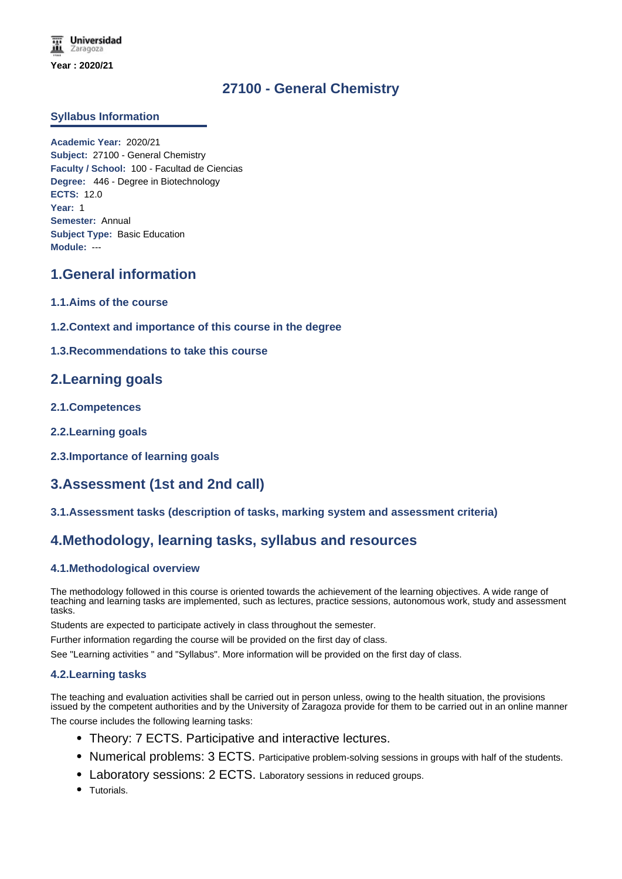Year : 2020/21

# 27100 - General Chemistry

## Syllabus Information

**Academic Year:** 2020/21
**Subject:** 27100 - General Chemistry
**Faculty / School:** 100 - Facultad de Ciencias
**Degree:** 446 - Degree in Biotechnology
**ECTS:** 12.0
**Year:** 1
**Semester:** Annual
**Subject Type:** Basic Education
**Module:** ---

## 1.General information

### 1.1.Aims of the course

### 1.2.Context and importance of this course in the degree

### 1.3.Recommendations to take this course

## 2.Learning goals

### 2.1.Competences

### 2.2.Learning goals

### 2.3.Importance of learning goals

## 3.Assessment (1st and 2nd call)

### 3.1.Assessment tasks (description of tasks, marking system and assessment criteria)

## 4.Methodology, learning tasks, syllabus and resources

### 4.1.Methodological overview

The methodology followed in this course is oriented towards the achievement of the learning objectives. A wide range of teaching and learning tasks are implemented, such as lectures, practice sessions, autonomous work, study and assessment tasks.

Students are expected to participate actively in class throughout the semester.

Further information regarding the course will be provided on the first day of class.

See "Learning activities " and "Syllabus". More information will be provided on the first day of class.

### 4.2.Learning tasks

The teaching and evaluation activities shall be carried out in person unless, owing to the health situation, the provisions issued by the competent authorities and by the University of Zaragoza provide for them to be carried out in an online manner

The course includes the following learning tasks:

- Theory: 7 ECTS. Participative and interactive lectures.
- Numerical problems: 3 ECTS. Participative problem-solving sessions in groups with half of the students.
- Laboratory sessions: 2 ECTS. Laboratory sessions in reduced groups.
- Tutorials.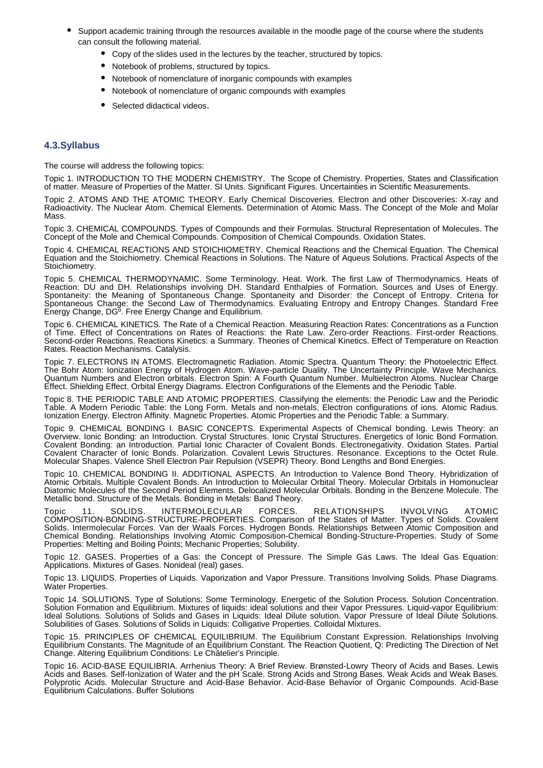- Support academic training through the resources available in the moodle page of the course where the students can consult the following material.
  - Copy of the slides used in the lectures by the teacher, structured by topics.
  - Notebook of problems, structured by topics.
  - Notebook of nomenclature of inorganic compounds with examples
  - Notebook of nomenclature of organic compounds with examples
  - Selected didactical videos.

## 4.3.Syllabus

The course will address the following topics:

Topic 1. INTRODUCTION TO THE MODERN CHEMISTRY. The Scope of Chemistry. Properties, States and Classification of matter. Measure of Properties of the Matter. SI Units. Significant Figures. Uncertainties in Scientific Measurements.

Topic 2. ATOMS AND THE ATOMIC THEORY. Early Chemical Discoveries. Electron and other Discoveries: X-ray and Radioactivity. The Nuclear Atom. Chemical Elements. Determination of Atomic Mass. The Concept of the Mole and Molar Mass.

Topic 3. CHEMICAL COMPOUNDS. Types of Compounds and their Formulas. Structural Representation of Molecules. The Concept of the Mole and Chemical Compounds. Composition of Chemical Compounds. Oxidation States.

Topic 4. CHEMICAL REACTIONS AND STOICHIOMETRY. Chemical Reactions and the Chemical Equation. The Chemical Equation and the Stoichiometry. Chemical Reactions in Solutions. The Nature of Aqueus Solutions. Practical Aspects of the Stoichiometry.

Topic 5. CHEMICAL THERMODYNAMIC. Some Terminology. Heat. Work. The first Law of Thermodynamics. Heats of Reaction: DU and DH. Relationships involving DH. Standard Enthalpies of Formation. Sources and Uses of Energy. Spontaneity: the Meaning of Spontaneous Change. Spontaneity and Disorder: the Concept of Entropy. Criteria for Spontaneous Change: the Second Law of Thermodynamics. Evaluating Entropy and Entropy Changes. Standard Free Energy Change, DG$^{o}$. Free Energy Change and Equilibrium.

Topic 6. CHEMICAL KINETICS. The Rate of a Chemical Reaction. Measuring Reaction Rates: Concentrations as a Function of Time. Effect of Concentrations on Rates of Reactions: the Rate Law. Zero-order Reactions. First-order Reactions. Second-order Reactions. Reactions Kinetics: a Summary. Theories of Chemical Kinetics. Effect of Temperature on Reaction Rates. Reaction Mechanisms. Catalysis.

Topic 7. ELECTRONS IN ATOMS. Electromagnetic Radiation. Atomic Spectra. Quantum Theory: the Photoelectric Effect. The Bohr Atom: Ionization Energy of Hydrogen Atom. Wave-particle Duality. The Uncertainty Principle. Wave Mechanics. Quantum Numbers and Electron orbitals. Electron Spin: A Fourth Quantum Number. Multielectron Atoms. Nuclear Charge Effect. Shielding Effect. Orbital Energy Diagrams. Electron Configurations of the Elements and the Periodic Table.

Topic 8. THE PERIODIC TABLE AND ATOMIC PROPERTIES. Classifying the elements: the Periodic Law and the Periodic Table. A Modern Periodic Table: the Long Form. Metals and non-metals, Electron configurations of ions. Atomic Radius. Ionization Energy. Electron Affinity. Magnetic Properties. Atomic Properties and the Periodic Table: a Summary.

Topic 9. CHEMICAL BONDING I. BASIC CONCEPTS. Experimental Aspects of Chemical bonding. Lewis Theory: an Overview. Ionic Bonding: an Introduction. Crystal Structures. Ionic Crystal Structures. Energetics of Ionic Bond Formation. Covalent Bonding: an Introduction. Partial Ionic Character of Covalent Bonds. Electronegativity. Oxidation States. Partial Covalent Character of Ionic Bonds. Polarization. Covalent Lewis Structures. Resonance. Exceptions to the Octet Rule. Molecular Shapes. Valence Shell Electron Pair Repulsion (VSEPR) Theory. Bond Lengths and Bond Energies.

Topic 10. CHEMICAL BONDING II. ADDITIONAL ASPECTS. An Introduction to Valence Bond Theory. Hybridization of Atomic Orbitals. Multiple Covalent Bonds. An Introduction to Molecular Orbital Theory. Molecular Orbitals in Homonuclear Diatomic Molecules of the Second Period Elements. Delocalized Molecular Orbitals. Bonding in the Benzene Molecule. The Metallic bond. Structure of the Metals. Bonding in Metals: Band Theory.

Topic 11. SOLIDS. INTERMOLECULAR FORCES. RELATIONSHIPS INVOLVING ATOMIC COMPOSITION-BONDING-STRUCTURE-PROPERTIES. Comparison of the States of Matter. Types of Solids. Covalent Solids. Intermolecular Forces. Van der Waals Forces. Hydrogen Bonds. Relationships Between Atomic Composition and Chemical Bonding. Relationships Involving Atomic Composition-Chemical Bonding-Structure-Properties. Study of Some Properties: Melting and Boiling Points; Mechanic Properties; Solubility.

Topic 12. GASES. Properties of a Gas: the Concept of Pressure. The Simple Gas Laws. The Ideal Gas Equation: Applications. Mixtures of Gases. Nonideal (real) gases.

Topic 13. LIQUIDS. Properties of Liquids. Vaporization and Vapor Pressure. Transitions Involving Solids. Phase Diagrams. Water Properties.

Topic 14. SOLUTIONS. Type of Solutions: Some Terminology. Energetic of the Solution Process. Solution Concentration. Solution Formation and Equilibrium. Mixtures of liquids: ideal solutions and their Vapor Pressures. Liquid-vapor Equilibrium: Ideal Solutions. Solutions of Solids and Gases in Liquids: Ideal Dilute solution. Vapor Pressure of Ideal Dilute Solutions. Solubilities of Gases. Solutions of Solids in Liquids: Colligative Properties. Colloidal Mixtures.

Topic 15. PRINCIPLES OF CHEMICAL EQUILIBRIUM. The Equilibrium Constant Expression. Relationships Involving Equilibrium Constants. The Magnitude of an Equilibrium Constant. The Reaction Quotient, Q: Predicting The Direction of Net Change. Altering Equilibrium Conditions: Le Châtelier's Principle.

Topic 16. ACID-BASE EQUILIBRIA. Arrhenius Theory: A Brief Review. Brønsted-Lowry Theory of Acids and Bases. Lewis Acids and Bases. Self-Ionization of Water and the pH Scale. Strong Acids and Strong Bases. Weak Acids and Weak Bases. Polyprotic Acids. Molecular Structure and Acid-Base Behavior. Acid-Base Behavior of Organic Compounds. Acid-Base Equilibrium Calculations. Buffer Solutions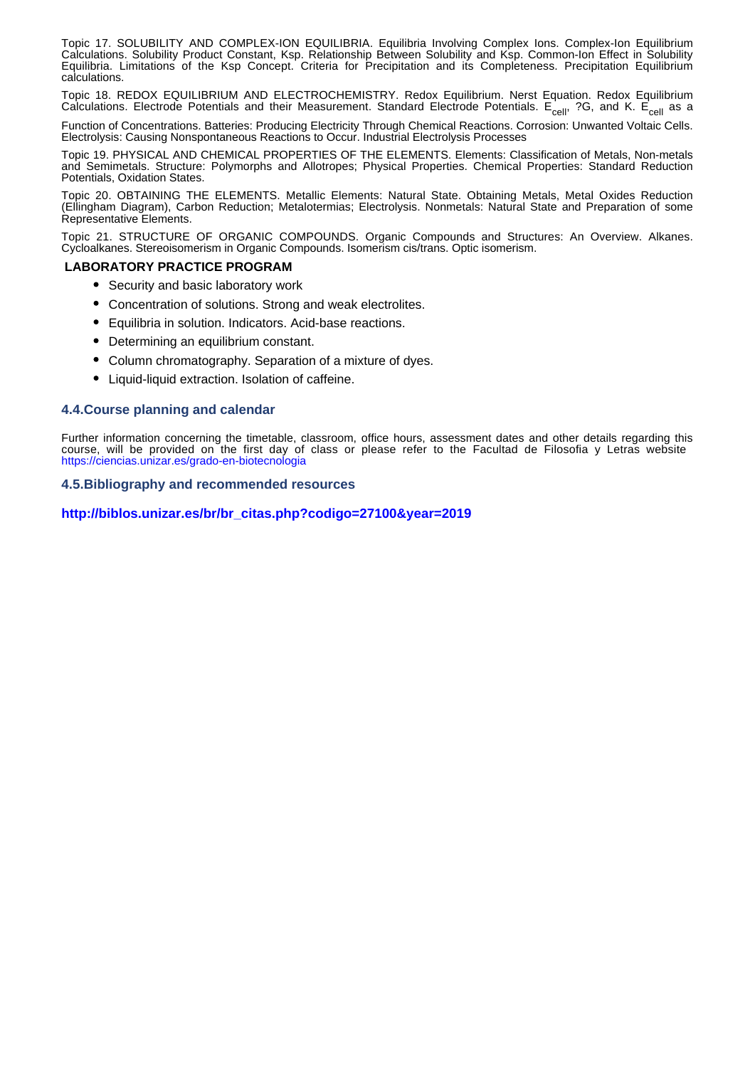Topic 17. SOLUBILITY AND COMPLEX-ION EQUILIBRIA. Equilibria Involving Complex Ions. Complex-Ion Equilibrium Calculations. Solubility Product Constant, Ksp. Relationship Between Solubility and Ksp. Common-Ion Effect in Solubility Equilibria. Limitations of the Ksp Concept. Criteria for Precipitation and its Completeness. Precipitation Equilibrium calculations.

Topic 18. REDOX EQUILIBRIUM AND ELECTROCHEMISTRY. Redox Equilibrium. Nerst Equation. Redox Equilibrium Calculations. Electrode Potentials and their Measurement. Standard Electrode Potentials. $E_{cell}$, ?G, and K. $E_{cell}$ as a

Function of Concentrations. Batteries: Producing Electricity Through Chemical Reactions. Corrosion: Unwanted Voltaic Cells. Electrolysis: Causing Nonspontaneous Reactions to Occur. Industrial Electrolysis Processes

Topic 19. PHYSICAL AND CHEMICAL PROPERTIES OF THE ELEMENTS. Elements: Classification of Metals, Non-metals and Semimetals. Structure: Polymorphs and Allotropes; Physical Properties. Chemical Properties: Standard Reduction Potentials, Oxidation States.

Topic 20. OBTAINING THE ELEMENTS. Metallic Elements: Natural State. Obtaining Metals, Metal Oxides Reduction (Ellingham Diagram), Carbon Reduction; Metalotermias; Electrolysis. Nonmetals: Natural State and Preparation of some Representative Elements.

Topic 21. STRUCTURE OF ORGANIC COMPOUNDS. Organic Compounds and Structures: An Overview. Alkanes. Cycloalkanes. Stereoisomerism in Organic Compounds. Isomerism cis/trans. Optic isomerism.

**LABORATORY PRACTICE PROGRAM**

- Security and basic laboratory work
- Concentration of solutions. Strong and weak electrolites.
- Equilibria in solution. Indicators. Acid-base reactions.
- Determining an equilibrium constant.
- Column chromatography. Separation of a mixture of dyes.
- Liquid-liquid extraction. Isolation of caffeine.

### 4.4.Course planning and calendar

Further information concerning the timetable, classroom, office hours, assessment dates and other details regarding this course, will be provided on the first day of class or please refer to the Facultad de Filosofia y Letras website https://ciencias.unizar.es/grado-en-biotecnologia

### 4.5.Bibliography and recommended resources

**http://biblos.unizar.es/br/br_citas.php?codigo=27100&year=2019**